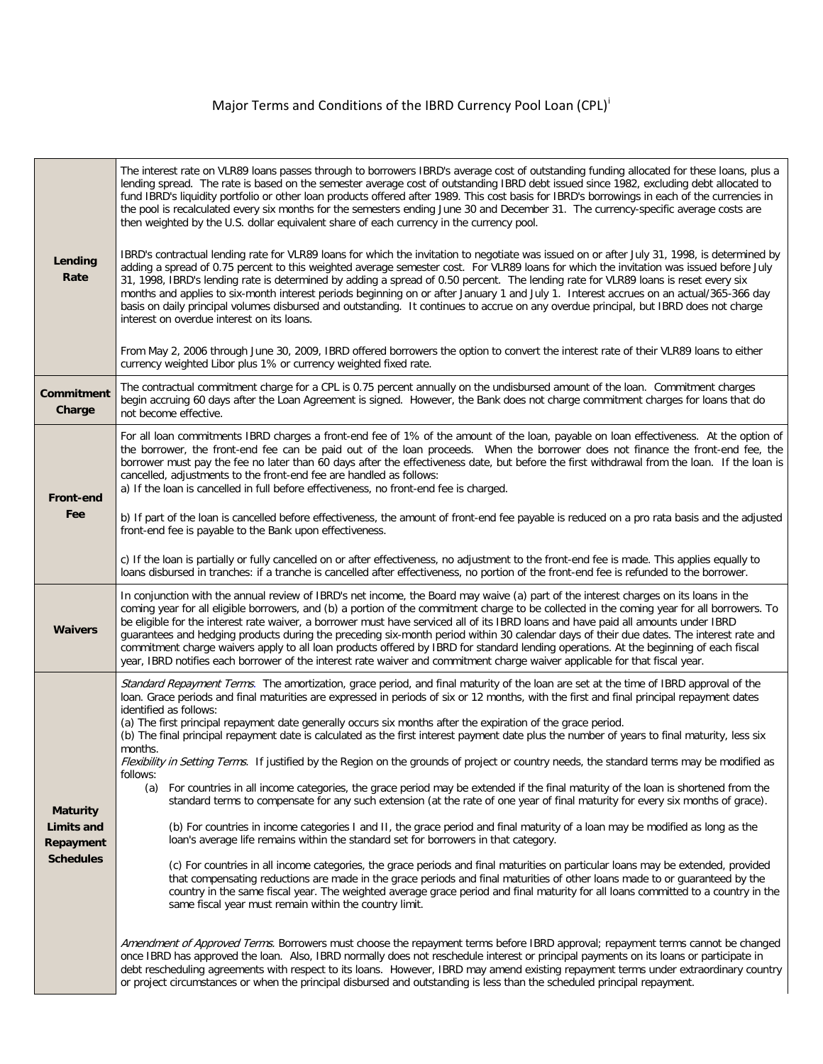# Major Terms and Conditions of the IBRD Currency Pool Loan (CPL)[i]

| | |
|---|---|
| **Lending Rate** | The interest rate on VLR89 loans passes through to borrowers IBRD's average cost of outstanding funding allocated for these loans, plus a lending spread. The rate is based on the semester average cost of outstanding IBRD debt issued since 1982, excluding debt allocated to fund IBRD's liquidity portfolio or other loan products offered after 1989. This cost basis for IBRD's borrowings in each of the currencies in the pool is recalculated every six months for the semesters ending June 30 and December 31. The currency-specific average costs are then weighted by the U.S. dollar equivalent share of each currency in the currency pool.<br><br>IBRD's contractual lending rate for VLR89 loans for which the invitation to negotiate was issued on or after July 31, 1998, is determined by adding a spread of 0.75 percent to this weighted average semester cost. For VLR89 loans for which the invitation was issued before July 31, 1998, IBRD's lending rate is determined by adding a spread of 0.50 percent. The lending rate for VLR89 loans is reset every six months and applies to six-month interest periods beginning on or after January 1 and July 1. Interest accrues on an actual/365-366 day basis on daily principal volumes disbursed and outstanding. It continues to accrue on any overdue principal, but IBRD does not charge interest on overdue interest on its loans.<br><br>From May 2, 2006 through June 30, 2009, IBRD offered borrowers the option to convert the interest rate of their VLR89 loans to either currency weighted Libor plus 1% or currency weighted fixed rate. |
| **Commitment Charge** | The contractual commitment charge for a CPL is 0.75 percent annually on the undisbursed amount of the loan. Commitment charges begin accruing 60 days after the Loan Agreement is signed. However, the Bank does not charge commitment charges for loans that do not become effective. |
| **Front-end Fee** | For all loan commitments IBRD charges a front-end fee of 1% of the amount of the loan, payable on loan effectiveness. At the option of the borrower, the front-end fee can be paid out of the loan proceeds. When the borrower does not finance the front-end fee, the borrower must pay the fee no later than 60 days after the effectiveness date, but before the first withdrawal from the loan. If the loan is cancelled, adjustments to the front-end fee are handled as follows:<br>a) If the loan is cancelled in full before effectiveness, no front-end fee is charged.<br><br>b) If part of the loan is cancelled before effectiveness, the amount of front-end fee payable is reduced on a pro rata basis and the adjusted front-end fee is payable to the Bank upon effectiveness.<br><br>c) If the loan is partially or fully cancelled on or after effectiveness, no adjustment to the front-end fee is made. This applies equally to loans disbursed in tranches: if a tranche is cancelled after effectiveness, no portion of the front-end fee is refunded to the borrower. |
| **Waivers** | In conjunction with the annual review of IBRD's net income, the Board may waive (a) part of the interest charges on its loans in the coming year for all eligible borrowers, and (b) a portion of the commitment charge to be collected in the coming year for all borrowers. To be eligible for the interest rate waiver, a borrower must have serviced all of its IBRD loans and have paid all amounts under IBRD guarantees and hedging products during the preceding six-month period within 30 calendar days of their due dates. The interest rate and commitment charge waivers apply to all loan products offered by IBRD for standard lending operations. At the beginning of each fiscal year, IBRD notifies each borrower of the interest rate waiver and commitment charge waiver applicable for that fiscal year. |
| **Maturity Limits and Repayment Schedules** | *Standard Repayment Terms.* The amortization, grace period, and final maturity of the loan are set at the time of IBRD approval of the loan. Grace periods and final maturities are expressed in periods of six or 12 months, with the first and final principal repayment dates identified as follows:<br>(a) The first principal repayment date generally occurs six months after the expiration of the grace period.<br>(b) The final principal repayment date is calculated as the first interest payment date plus the number of years to final maturity, less six months.<br>*Flexibility in Setting Terms.* If justified by the Region on the grounds of project or country needs, the standard terms may be modified as follows:<br>(a) For countries in all income categories, the grace period may be extended if the final maturity of the loan is shortened from the standard terms to compensate for any such extension (at the rate of one year of final maturity for every six months of grace).<br><br>(b) For countries in income categories I and II, the grace period and final maturity of a loan may be modified as long as the loan's average life remains within the standard set for borrowers in that category.<br><br>(c) For countries in all income categories, the grace periods and final maturities on particular loans may be extended, provided that compensating reductions are made in the grace periods and final maturities of other loans made to or guaranteed by the country in the same fiscal year. The weighted average grace period and final maturity for all loans committed to a country in the same fiscal year must remain within the country limit.<br><br>*Amendment of Approved Terms.* Borrowers must choose the repayment terms before IBRD approval; repayment terms cannot be changed once IBRD has approved the loan. Also, IBRD normally does not reschedule interest or principal payments on its loans or participate in debt rescheduling agreements with respect to its loans. However, IBRD may amend existing repayment terms under extraordinary country or project circumstances or when the principal disbursed and outstanding is less than the scheduled principal repayment. |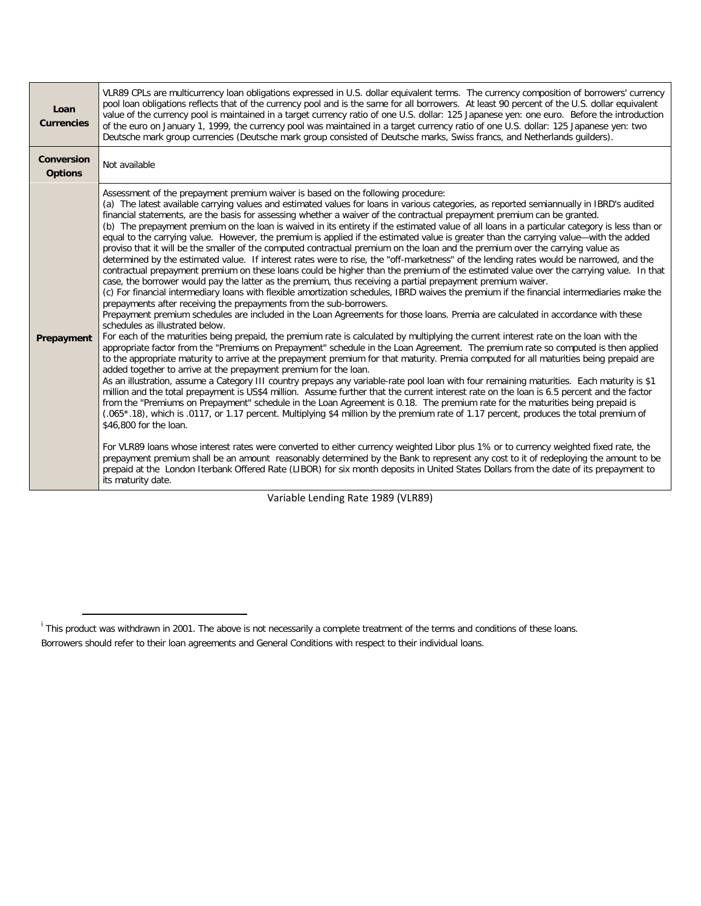| | |
|---|---|
| **Loan Currencies** | VLR89 CPLs are multicurrency loan obligations expressed in U.S. dollar equivalent terms. The currency composition of borrowers' currency pool loan obligations reflects that of the currency pool and is the same for all borrowers. At least 90 percent of the U.S. dollar equivalent value of the currency pool is maintained in a target currency ratio of one U.S. dollar: 125 Japanese yen: one euro. Before the introduction of the euro on January 1, 1999, the currency pool was maintained in a target currency ratio of one U.S. dollar: 125 Japanese yen: two Deutsche mark group currencies (Deutsche mark group consisted of Deutsche marks, Swiss francs, and Netherlands guilders). |
| **Conversion Options** | Not available |
| **Prepayment** | Assessment of the prepayment premium waiver is based on the following procedure:<br>(a) The latest available carrying values and estimated values for loans in various categories, as reported semiannually in IBRD's audited financial statements, are the basis for assessing whether a waiver of the contractual prepayment premium can be granted.<br>(b) The prepayment premium on the loan is waived in its entirety if the estimated value of all loans in a particular category is less than or equal to the carrying value. However, the premium is applied if the estimated value is greater than the carrying value—with the added proviso that it will be the smaller of the computed contractual premium on the loan and the premium over the carrying value as determined by the estimated value. If interest rates were to rise, the "off-marketness" of the lending rates would be narrowed, and the contractual prepayment premium on these loans could be higher than the premium of the estimated value over the carrying value. In that case, the borrower would pay the latter as the premium, thus receiving a partial prepayment premium waiver.<br>(c) For financial intermediary loans with flexible amortization schedules, IBRD waives the premium if the financial intermediaries make the prepayments after receiving the prepayments from the sub-borrowers.<br>Prepayment premium schedules are included in the Loan Agreements for those loans. Premia are calculated in accordance with these schedules as illustrated below.<br>For each of the maturities being prepaid, the premium rate is calculated by multiplying the current interest rate on the loan with the appropriate factor from the "Premiums on Prepayment" schedule in the Loan Agreement. The premium rate so computed is then applied to the appropriate maturity to arrive at the prepayment premium for that maturity. Premia computed for all maturities being prepaid are added together to arrive at the prepayment premium for the loan.<br>As an illustration, assume a Category III country prepays any variable-rate pool loan with four remaining maturities. Each maturity is $1 million and the total prepayment is US$4 million. Assume further that the current interest rate on the loan is 6.5 percent and the factor from the "Premiums on Prepayment" schedule in the Loan Agreement is 0.18. The premium rate for the maturities being prepaid is (.065*.18), which is .0117, or 1.17 percent. Multiplying $4 million by the premium rate of 1.17 percent, produces the total premium of $46,800 for the loan.<br><br>For VLR89 loans whose interest rates were converted to either currency weighted Libor plus 1% or to currency weighted fixed rate, the prepayment premium shall be an amount reasonably determined by the Bank to represent any cost to it of redeploying the amount to be prepaid at the London Iterbank Offered Rate (LIBOR) for six month deposits in United States Dollars from the date of its prepayment to its maturity date. |

Variable Lending Rate 1989 (VLR89)

[i] This product was withdrawn in 2001. The above is not necessarily a complete treatment of the terms and conditions of these loans. Borrowers should refer to their loan agreements and General Conditions with respect to their individual loans.